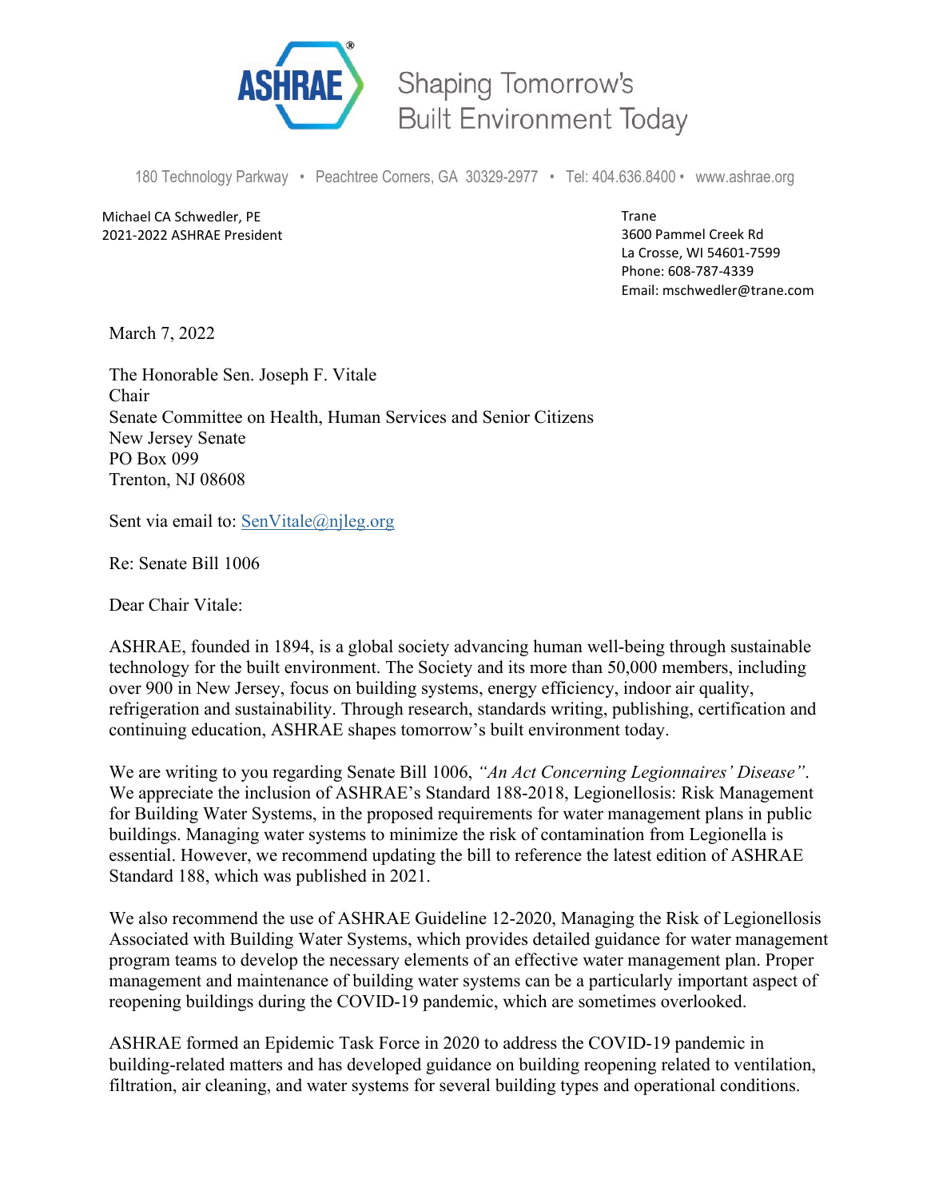ASHRAE Shaping Tomorrow's Built Environment Today

180 Technology Parkway • Peachtree Corners, GA 30329-2977 • Tel: 404.636.8400 • www.ashrae.org

Michael CA Schwedler, PE
2021-2022 ASHRAE President

Trane
3600 Pammel Creek Rd
La Crosse, WI 54601-7599
Phone: 608-787-4339
Email: mschwedler@trane.com

March 7, 2022

The Honorable Sen. Joseph F. Vitale
Chair
Senate Committee on Health, Human Services and Senior Citizens
New Jersey Senate
PO Box 099
Trenton, NJ 08608

Sent via email to: SenVitale@njleg.org

Re: Senate Bill 1006

Dear Chair Vitale:

ASHRAE, founded in 1894, is a global society advancing human well-being through sustainable technology for the built environment. The Society and its more than 50,000 members, including over 900 in New Jersey, focus on building systems, energy efficiency, indoor air quality, refrigeration and sustainability. Through research, standards writing, publishing, certification and continuing education, ASHRAE shapes tomorrow's built environment today.

We are writing to you regarding Senate Bill 1006, *"An Act Concerning Legionnaires' Disease"*. We appreciate the inclusion of ASHRAE's Standard 188-2018, Legionellosis: Risk Management for Building Water Systems, in the proposed requirements for water management plans in public buildings. Managing water systems to minimize the risk of contamination from Legionella is essential. However, we recommend updating the bill to reference the latest edition of ASHRAE Standard 188, which was published in 2021.

We also recommend the use of ASHRAE Guideline 12-2020, Managing the Risk of Legionellosis Associated with Building Water Systems, which provides detailed guidance for water management program teams to develop the necessary elements of an effective water management plan. Proper management and maintenance of building water systems can be a particularly important aspect of reopening buildings during the COVID-19 pandemic, which are sometimes overlooked.

ASHRAE formed an Epidemic Task Force in 2020 to address the COVID-19 pandemic in building-related matters and has developed guidance on building reopening related to ventilation, filtration, air cleaning, and water systems for several building types and operational conditions.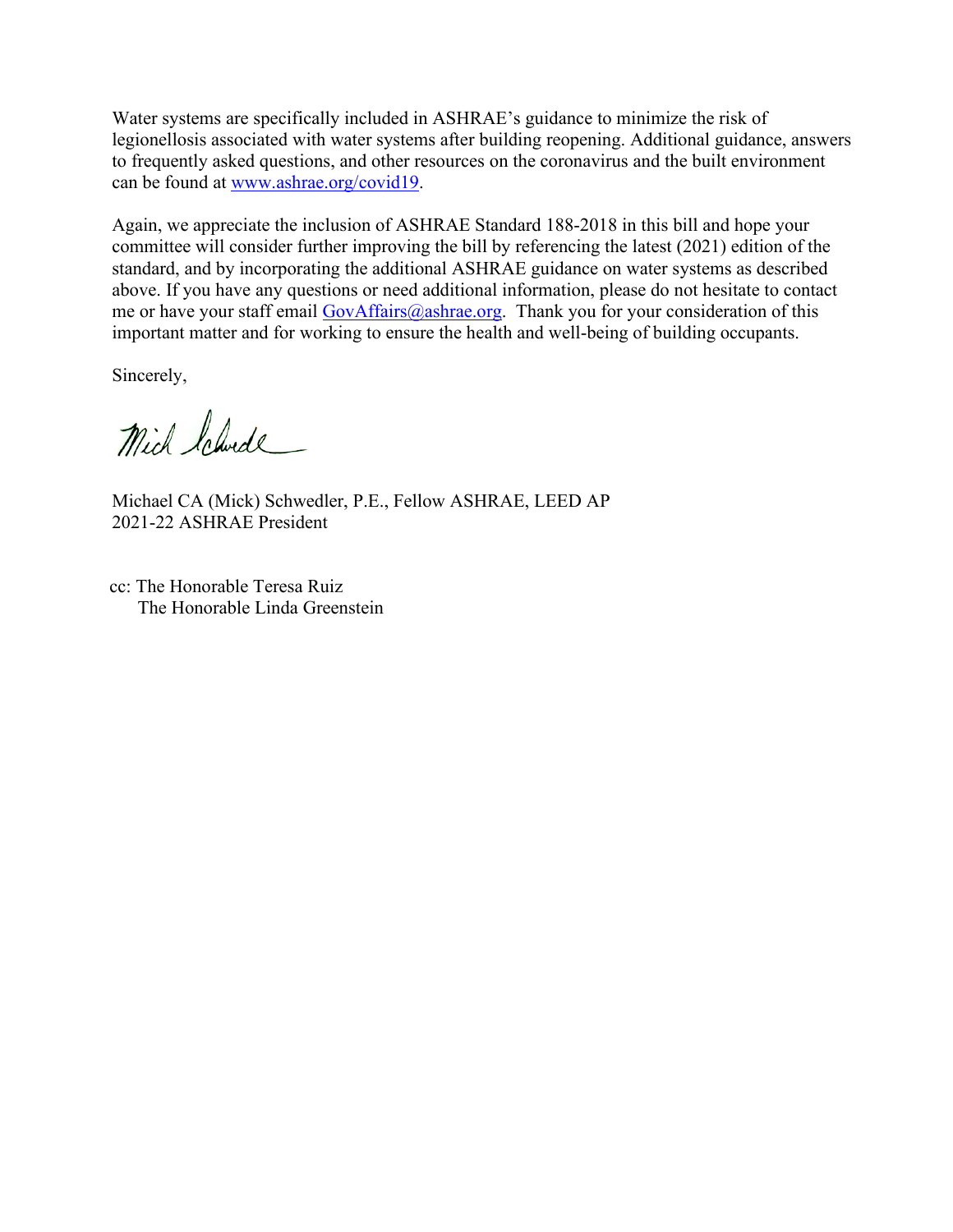Water systems are specifically included in ASHRAE's guidance to minimize the risk of legionellosis associated with water systems after building reopening. Additional guidance, answers to frequently asked questions, and other resources on the coronavirus and the built environment can be found at www.ashrae.org/covid19.

Again, we appreciate the inclusion of ASHRAE Standard 188-2018 in this bill and hope your committee will consider further improving the bill by referencing the latest (2021) edition of the standard, and by incorporating the additional ASHRAE guidance on water systems as described above. If you have any questions or need additional information, please do not hesitate to contact me or have your staff email GovAffairs@ashrae.org. Thank you for your consideration of this important matter and for working to ensure the health and well-being of building occupants.

Sincerely,

Michael CA (Mick) Schwedler, P.E., Fellow ASHRAE, LEED AP
2021-22 ASHRAE President

cc: The Honorable Teresa Ruiz
The Honorable Linda Greenstein